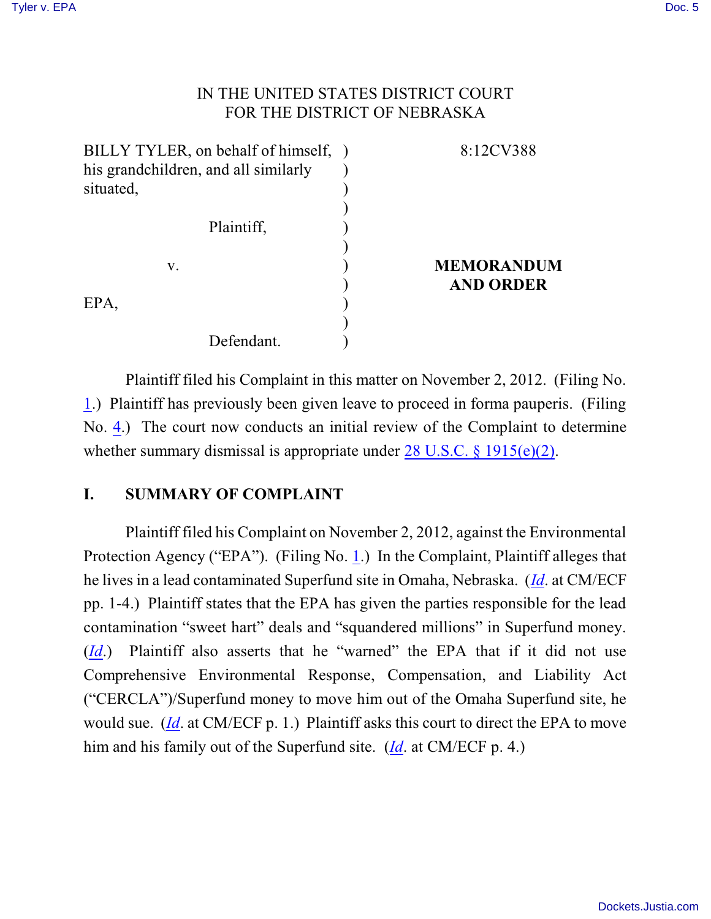IN THE UNITED STATES DISTRICT COURT
FOR THE DISTRICT OF NEBRASKA

| | | |
|---|---|---|
| BILLY TYLER, on behalf of himself, his grandchildren, and all similarly situated, | ) | 8:12CV388 |
| Plaintiff, | ) | |
| v. | ) | **MEMORANDUM AND ORDER** |
| EPA, | ) | |
| Defendant. | ) | |

Plaintiff filed his Complaint in this matter on November 2, 2012. (Filing No. 1.) Plaintiff has previously been given leave to proceed in forma pauperis. (Filing No. 4.) The court now conducts an initial review of the Complaint to determine whether summary dismissal is appropriate under 28 U.S.C. § 1915(e)(2).

## I. SUMMARY OF COMPLAINT

Plaintiff filed his Complaint on November 2, 2012, against the Environmental Protection Agency ("EPA"). (Filing No. 1.) In the Complaint, Plaintiff alleges that he lives in a lead contaminated Superfund site in Omaha, Nebraska. (*Id*. at CM/ECF pp. 1-4.) Plaintiff states that the EPA has given the parties responsible for the lead contamination "sweet hart" deals and "squandered millions" in Superfund money. (*Id*.) Plaintiff also asserts that he "warned" the EPA that if it did not use Comprehensive Environmental Response, Compensation, and Liability Act ("CERCLA")/Superfund money to move him out of the Omaha Superfund site, he would sue. (*Id*. at CM/ECF p. 1.) Plaintiff asks this court to direct the EPA to move him and his family out of the Superfund site. (*Id*. at CM/ECF p. 4.)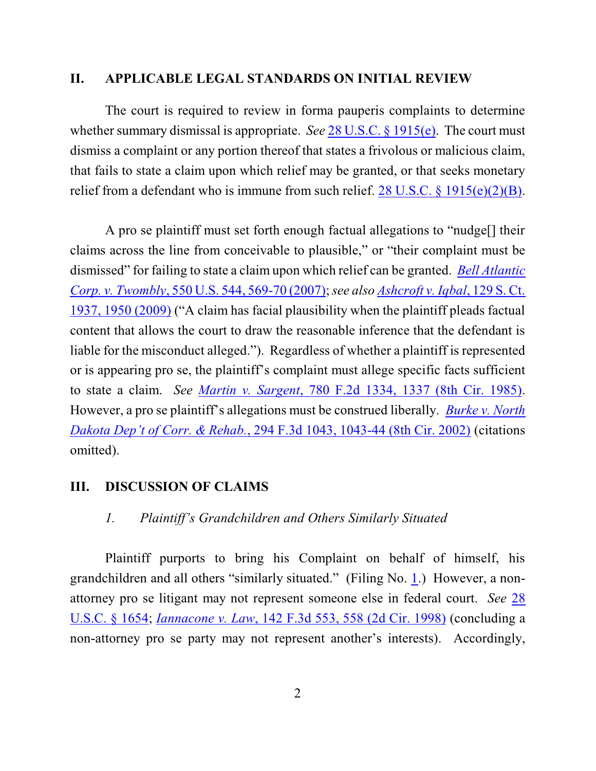## II. APPLICABLE LEGAL STANDARDS ON INITIAL REVIEW

The court is required to review in forma pauperis complaints to determine whether summary dismissal is appropriate. *See* 28 U.S.C. § 1915(e). The court must dismiss a complaint or any portion thereof that states a frivolous or malicious claim, that fails to state a claim upon which relief may be granted, or that seeks monetary relief from a defendant who is immune from such relief. 28 U.S.C. § 1915(e)(2)(B).

A pro se plaintiff must set forth enough factual allegations to "nudge[] their claims across the line from conceivable to plausible," or "their complaint must be dismissed" for failing to state a claim upon which relief can be granted. *Bell Atlantic Corp. v. Twombly*, 550 U.S. 544, 569-70 (2007); *see also* *Ashcroft v. Iqbal*, 129 S. Ct. 1937, 1950 (2009) ("A claim has facial plausibility when the plaintiff pleads factual content that allows the court to draw the reasonable inference that the defendant is liable for the misconduct alleged."). Regardless of whether a plaintiff is represented or is appearing pro se, the plaintiff's complaint must allege specific facts sufficient to state a claim. *See* *Martin v. Sargent*, 780 F.2d 1334, 1337 (8th Cir. 1985). However, a pro se plaintiff's allegations must be construed liberally. *Burke v. North Dakota Dep't of Corr. & Rehab.*, 294 F.3d 1043, 1043-44 (8th Cir. 2002) (citations omitted).

## III. DISCUSSION OF CLAIMS

### *1. Plaintiff's Grandchildren and Others Similarly Situated*

Plaintiff purports to bring his Complaint on behalf of himself, his grandchildren and all others "similarly situated." (Filing No. 1.) However, a non-attorney pro se litigant may not represent someone else in federal court. *See* 28 U.S.C. § 1654; *Iannacone v. Law*, 142 F.3d 553, 558 (2d Cir. 1998) (concluding a non-attorney pro se party may not represent another's interests). Accordingly,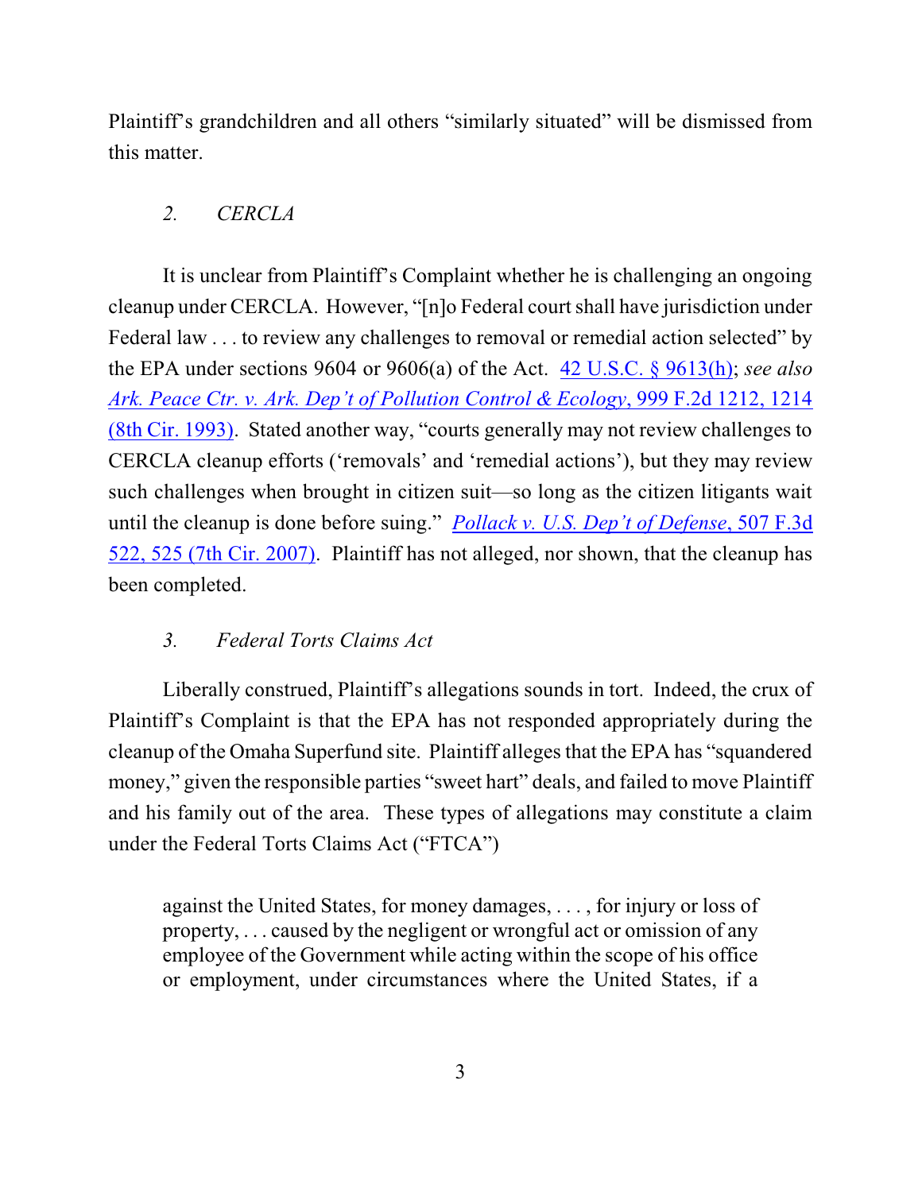Plaintiff's grandchildren and all others "similarly situated" will be dismissed from this matter.

### *2. CERCLA*

It is unclear from Plaintiff's Complaint whether he is challenging an ongoing cleanup under CERCLA. However, "[n]o Federal court shall have jurisdiction under Federal law . . . to review any challenges to removal or remedial action selected" by the EPA under sections 9604 or 9606(a) of the Act. 42 U.S.C. § 9613(h); *see also* *Ark. Peace Ctr. v. Ark. Dep't of Pollution Control & Ecology*, 999 F.2d 1212, 1214 (8th Cir. 1993). Stated another way, "courts generally may not review challenges to CERCLA cleanup efforts ('removals' and 'remedial actions'), but they may review such challenges when brought in citizen suit—so long as the citizen litigants wait until the cleanup is done before suing." *Pollack v. U.S. Dep't of Defense*, 507 F.3d 522, 525 (7th Cir. 2007). Plaintiff has not alleged, nor shown, that the cleanup has been completed.

### *3. Federal Torts Claims Act*

Liberally construed, Plaintiff's allegations sounds in tort. Indeed, the crux of Plaintiff's Complaint is that the EPA has not responded appropriately during the cleanup of the Omaha Superfund site. Plaintiff alleges that the EPA has "squandered money," given the responsible parties "sweet hart" deals, and failed to move Plaintiff and his family out of the area. These types of allegations may constitute a claim under the Federal Torts Claims Act ("FTCA")

> against the United States, for money damages, . . . , for injury or loss of property, . . . caused by the negligent or wrongful act or omission of any employee of the Government while acting within the scope of his office or employment, under circumstances where the United States, if a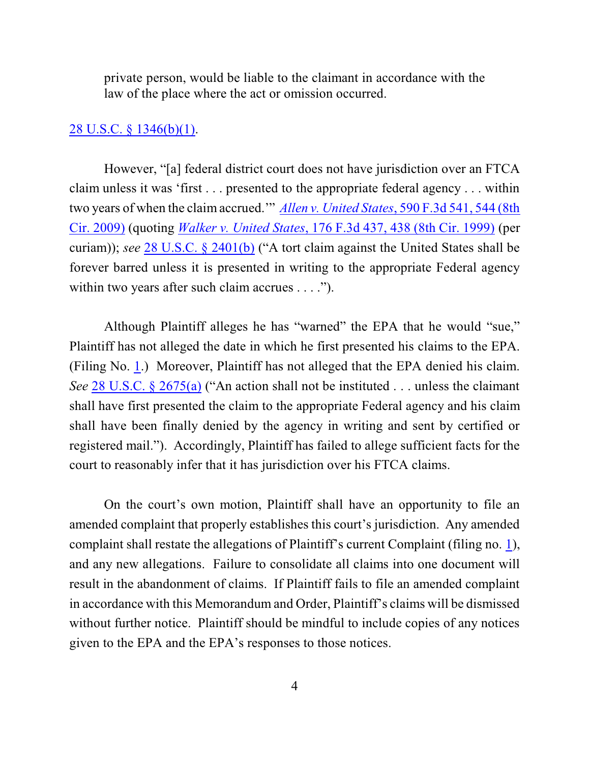> private person, would be liable to the claimant in accordance with the law of the place where the act or omission occurred.

28 U.S.C. § 1346(b)(1).

However, "[a] federal district court does not have jurisdiction over an FTCA claim unless it was 'first . . . presented to the appropriate federal agency . . . within two years of when the claim accrued.'" *Allen v. United States*, 590 F.3d 541, 544 (8th Cir. 2009) (quoting *Walker v. United States*, 176 F.3d 437, 438 (8th Cir. 1999) (per curiam)); *see* 28 U.S.C. § 2401(b) ("A tort claim against the United States shall be forever barred unless it is presented in writing to the appropriate Federal agency within two years after such claim accrues . . . .").

Although Plaintiff alleges he has "warned" the EPA that he would "sue," Plaintiff has not alleged the date in which he first presented his claims to the EPA. (Filing No. 1.) Moreover, Plaintiff has not alleged that the EPA denied his claim. *See* 28 U.S.C. § 2675(a) ("An action shall not be instituted . . . unless the claimant shall have first presented the claim to the appropriate Federal agency and his claim shall have been finally denied by the agency in writing and sent by certified or registered mail."). Accordingly, Plaintiff has failed to allege sufficient facts for the court to reasonably infer that it has jurisdiction over his FTCA claims.

On the court's own motion, Plaintiff shall have an opportunity to file an amended complaint that properly establishes this court's jurisdiction. Any amended complaint shall restate the allegations of Plaintiff's current Complaint (filing no. 1), and any new allegations. Failure to consolidate all claims into one document will result in the abandonment of claims. If Plaintiff fails to file an amended complaint in accordance with this Memorandum and Order, Plaintiff's claims will be dismissed without further notice. Plaintiff should be mindful to include copies of any notices given to the EPA and the EPA's responses to those notices.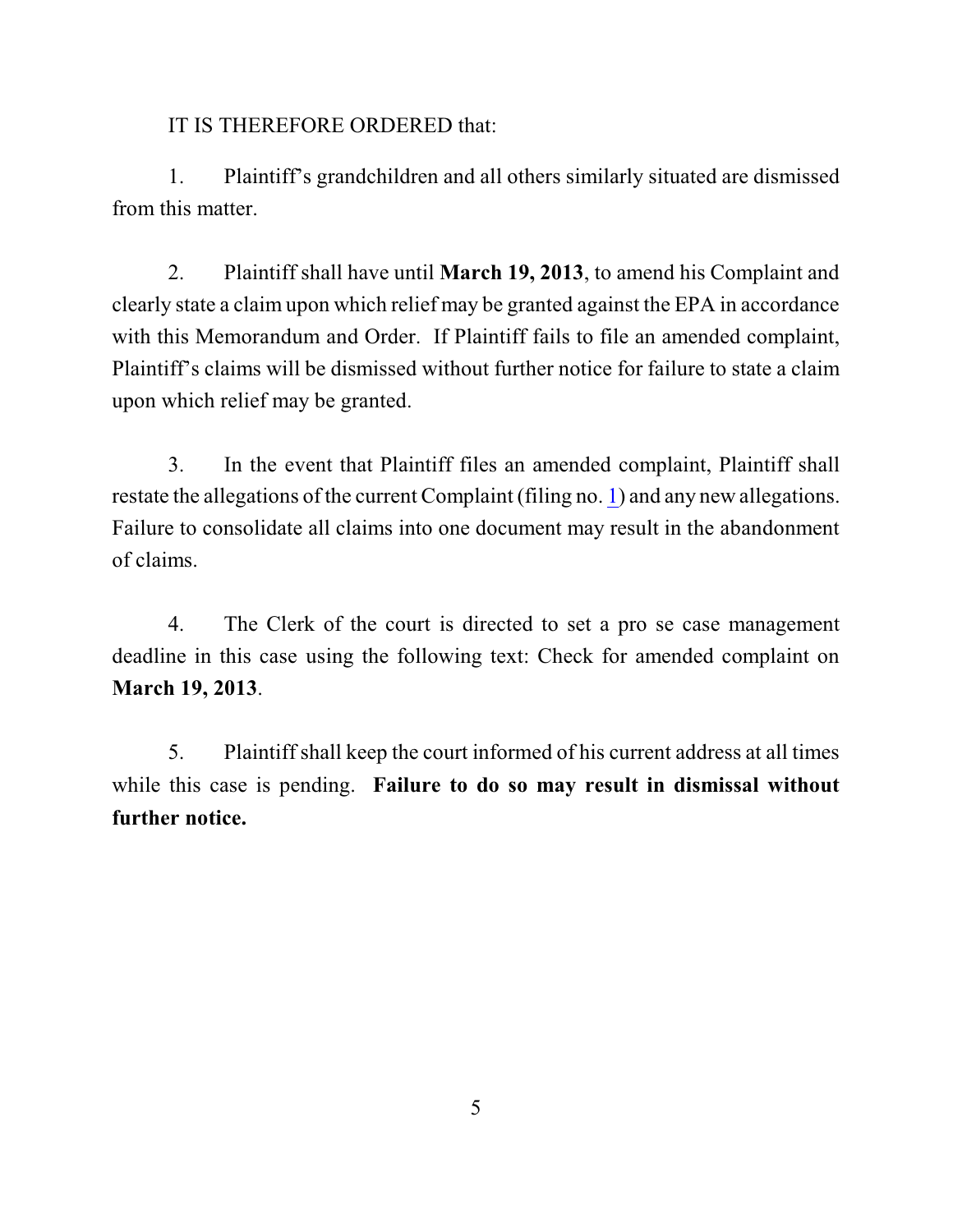IT IS THEREFORE ORDERED that:

1. Plaintiff's grandchildren and all others similarly situated are dismissed from this matter.

2. Plaintiff shall have until **March 19, 2013**, to amend his Complaint and clearly state a claim upon which relief may be granted against the EPA in accordance with this Memorandum and Order. If Plaintiff fails to file an amended complaint, Plaintiff's claims will be dismissed without further notice for failure to state a claim upon which relief may be granted.

3. In the event that Plaintiff files an amended complaint, Plaintiff shall restate the allegations of the current Complaint (filing no. 1) and any new allegations. Failure to consolidate all claims into one document may result in the abandonment of claims.

4. The Clerk of the court is directed to set a pro se case management deadline in this case using the following text: Check for amended complaint on **March 19, 2013**.

5. Plaintiff shall keep the court informed of his current address at all times while this case is pending. **Failure to do so may result in dismissal without further notice.**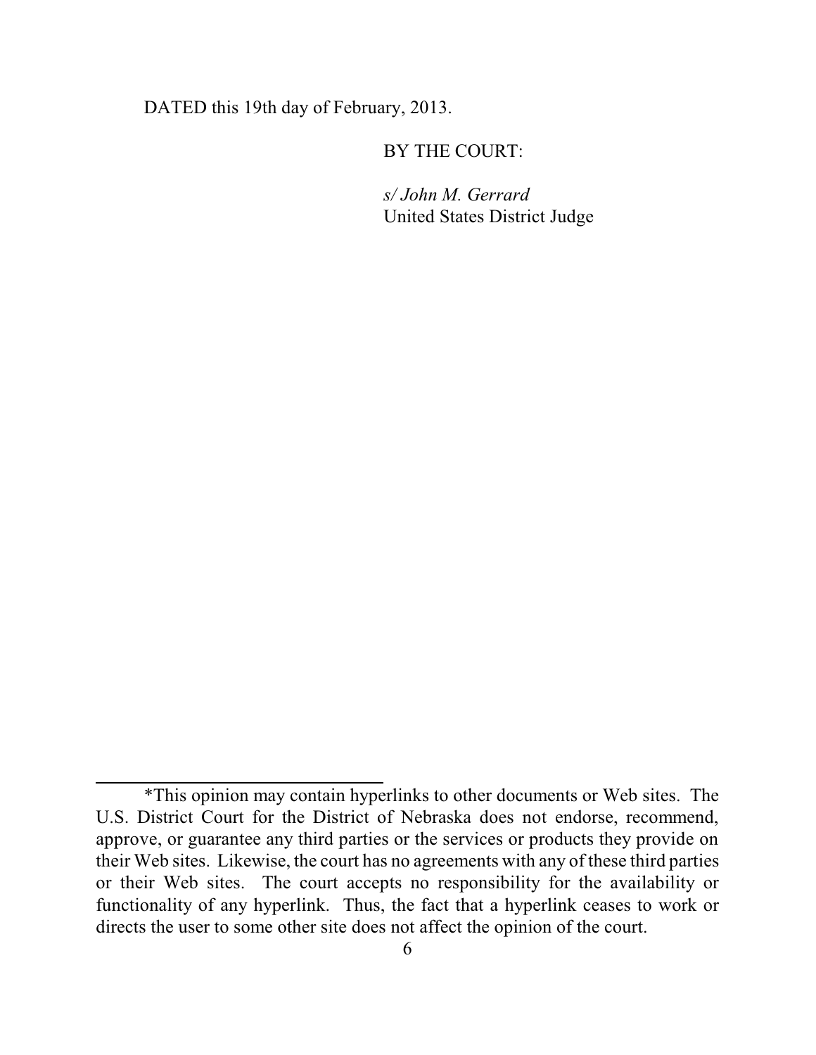DATED this 19th day of February, 2013.

BY THE COURT:

*s/ John M. Gerrard*
United States District Judge

---

*This opinion may contain hyperlinks to other documents or Web sites. The U.S. District Court for the District of Nebraska does not endorse, recommend, approve, or guarantee any third parties or the services or products they provide on their Web sites. Likewise, the court has no agreements with any of these third parties or their Web sites. The court accepts no responsibility for the availability or functionality of any hyperlink. Thus, the fact that a hyperlink ceases to work or directs the user to some other site does not affect the opinion of the court.